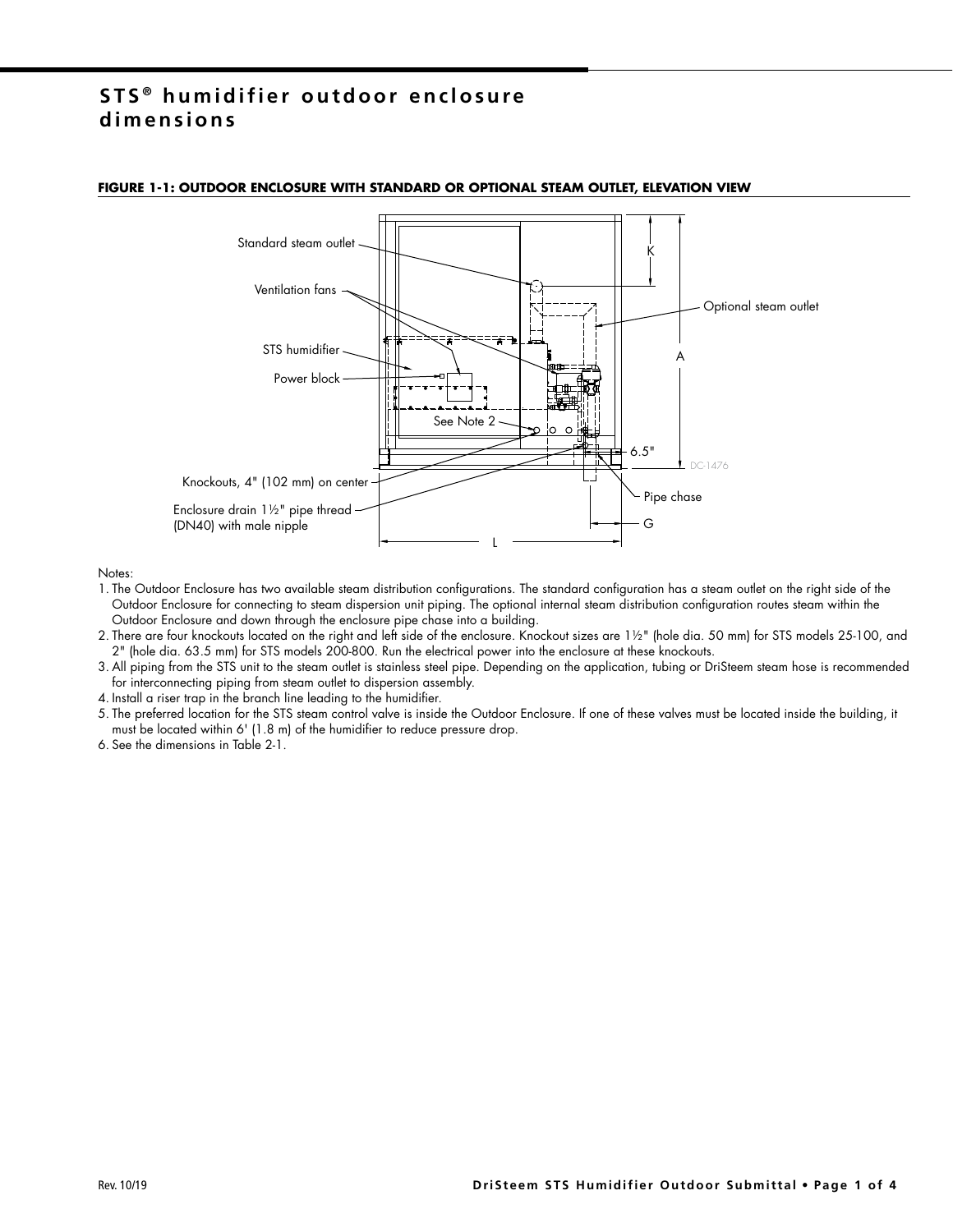# STS® humidifier outdoor enclosure dimensions

**FIGURE 1-1: OUTDOOR ENCLOSURE WITH STANDARD OR OPTIONAL STEAM OUTLET, ELEVATION VIEW**

Standard steam outlet

Ventilation fans

STS humidifier

Power block

See Note 2

Knockouts, 4" (102 mm) on center

Enclosure drain 1½" pipe thread (DN40) with male nipple

Optional steam outlet

K

A

6.5"

Pipe chase

G

L

DC-1476

Notes:

1. The Outdoor Enclosure has two available steam distribution configurations. The standard configuration has a steam outlet on the right side of the Outdoor Enclosure for connecting to steam dispersion unit piping. The optional internal steam distribution configuration routes steam within the Outdoor Enclosure and down through the enclosure pipe chase into a building.
2. There are four knockouts located on the right and left side of the enclosure. Knockout sizes are 1½" (hole dia. 50 mm) for STS models 25-100, and 2" (hole dia. 63.5 mm) for STS models 200-800. Run the electrical power into the enclosure at these knockouts.
3. All piping from the STS unit to the steam outlet is stainless steel pipe. Depending on the application, tubing or DriSteem steam hose is recommended for interconnecting piping from steam outlet to dispersion assembly.
4. Install a riser trap in the branch line leading to the humidifier.
5. The preferred location for the STS steam control valve is inside the Outdoor Enclosure. If one of these valves must be located inside the building, it must be located within 6' (1.8 m) of the humidifier to reduce pressure drop.
6. See the dimensions in Table 2-1.

Rev. 10/19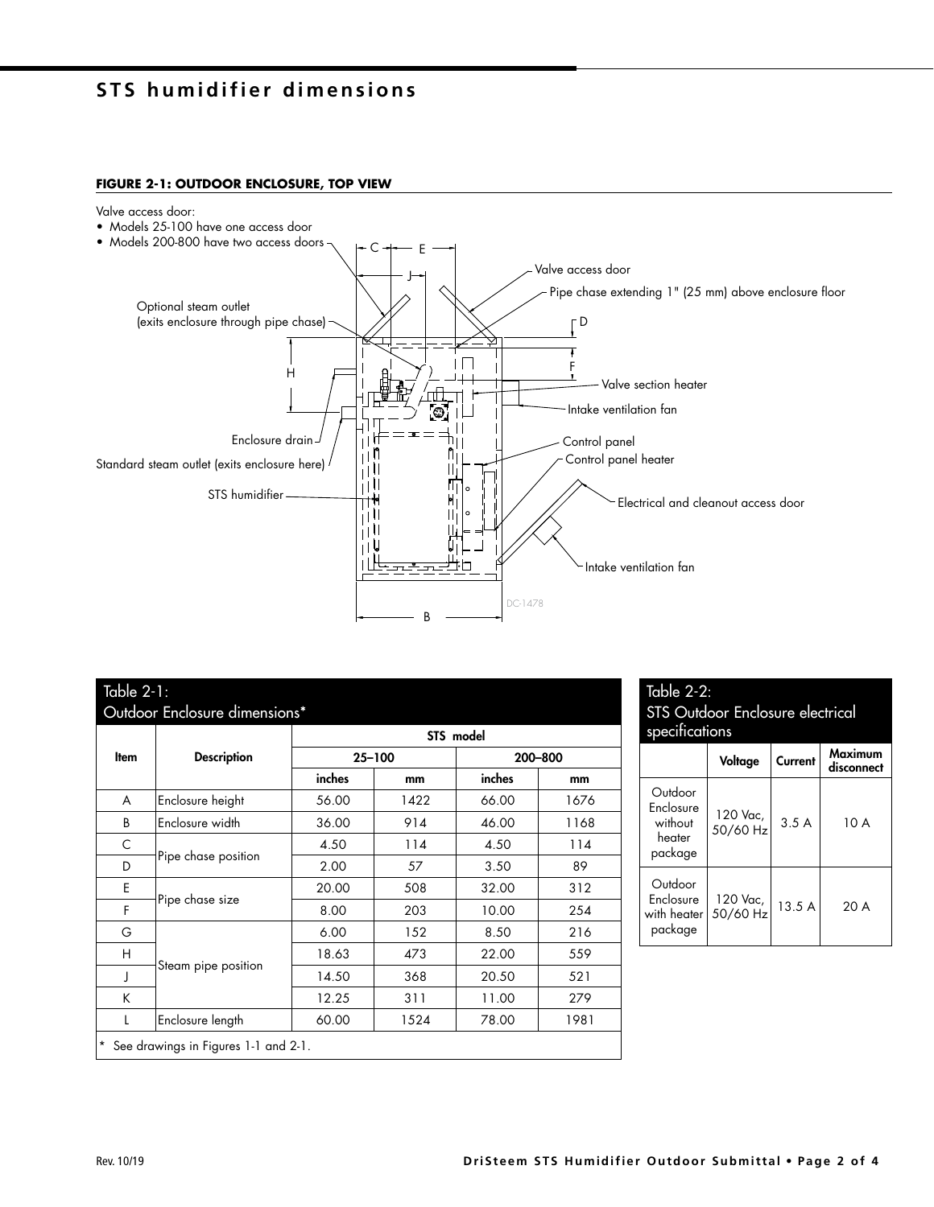## STS humidifier dimensions

**FIGURE 2-1: OUTDOOR ENCLOSURE, TOP VIEW**

Valve access door:
- Models 25-100 have one access door
- Models 200-800 have two access doors

Valve access door

Pipe chase extending 1" (25 mm) above enclosure floor

Optional steam outlet (exits enclosure through pipe chase)

Valve section heater

Intake ventilation fan

Enclosure drain

Control panel

Standard steam outlet (exits enclosure here)

Control panel heater

STS humidifier

Electrical and cleanout access door

Intake ventilation fan

DC-1478

| Table 2-1: Outdoor Enclosure dimensions* | | | | | |
|---|---|---|---|---|---|
| Item | Description | STS model | | | |
| | | 25–100 | | 200–800 | |
| | | inches | mm | inches | mm |
| A | Enclosure height | 56.00 | 1422 | 66.00 | 1676 |
| B | Enclosure width | 36.00 | 914 | 46.00 | 1168 |
| C | Pipe chase position | 4.50 | 114 | 4.50 | 114 |
| D | | 2.00 | 57 | 3.50 | 89 |
| E | Pipe chase size | 20.00 | 508 | 32.00 | 312 |
| F | | 8.00 | 203 | 10.00 | 254 |
| G | Steam pipe position | 6.00 | 152 | 8.50 | 216 |
| H | | 18.63 | 473 | 22.00 | 559 |
| J | | 14.50 | 368 | 20.50 | 521 |
| K | | 12.25 | 311 | 11.00 | 279 |
| L | Enclosure length | 60.00 | 1524 | 78.00 | 1981 |

\* See drawings in Figures 1-1 and 2-1.

| Table 2-2: STS Outdoor Enclosure electrical specifications | | | |
|---|---|---|---|
| | Voltage | Current | Maximum disconnect |
| Outdoor Enclosure without heater package | 120 Vac, 50/60 Hz | 3.5 A | 10 A |
| Outdoor Enclosure with heater package | 120 Vac, 50/60 Hz | 13.5 A | 20 A |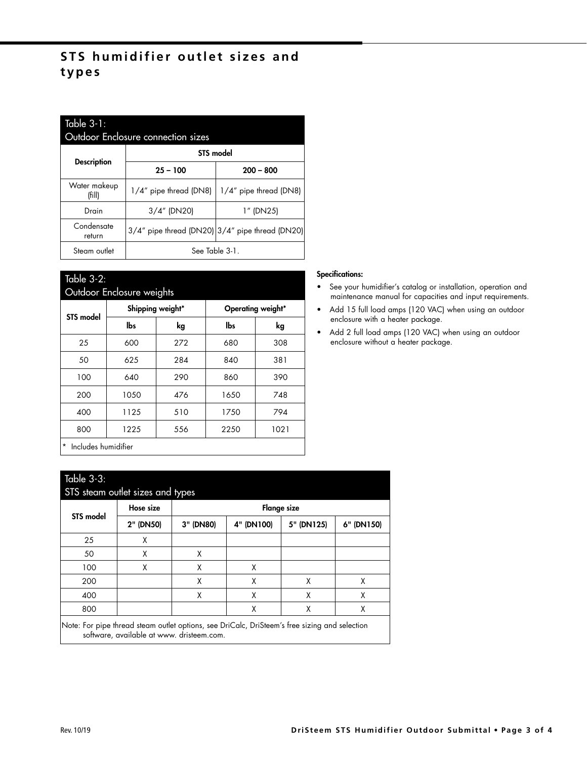## STS humidifier outlet sizes and types

| Table 3-1: Outdoor Enclosure connection sizes | | |
|---|---|---|
| **Description** | **STS model** | |
| | **25 – 100** | **200 – 800** |
| Water makeup (fill) | 1/4" pipe thread (DN8) | 1/4" pipe thread (DN8) |
| Drain | 3/4" (DN20) | 1" (DN25) |
| Condensate return | 3/4" pipe thread (DN20) | 3/4" pipe thread (DN20) |
| Steam outlet | See Table 3-1. | |

| Table 3-2: Outdoor Enclosure weights | | | | |
|---|---|---|---|---|
| **STS model** | **Shipping weight*** | | **Operating weight*** | |
| | **lbs** | **kg** | **lbs** | **kg** |
| 25 | 600 | 272 | 680 | 308 |
| 50 | 625 | 284 | 840 | 381 |
| 100 | 640 | 290 | 860 | 390 |
| 200 | 1050 | 476 | 1650 | 748 |
| 400 | 1125 | 510 | 1750 | 794 |
| 800 | 1225 | 556 | 2250 | 1021 |

\* Includes humidifier

**Specifications:**

- See your humidifier's catalog or installation, operation and maintenance manual for capacities and input requirements.
- Add 15 full load amps (120 VAC) when using an outdoor enclosure with a heater package.
- Add 2 full load amps (120 VAC) when using an outdoor enclosure without a heater package.

| Table 3-3: STS steam outlet sizes and types | | | | | |
|---|---|---|---|---|---|
| **STS model** | **Hose size** | **Flange size** | | | |
| | **2" (DN50)** | **3" (DN80)** | **4" (DN100)** | **5" (DN125)** | **6" (DN150)** |
| 25 | X | | | | |
| 50 | X | X | | | |
| 100 | X | X | X | | |
| 200 | | X | X | X | X |
| 400 | | X | X | X | X |
| 800 | | | X | X | X |

Note: For pipe thread steam outlet options, see DriCalc, DriSteem's free sizing and selection software, available at www. dristeem.com.